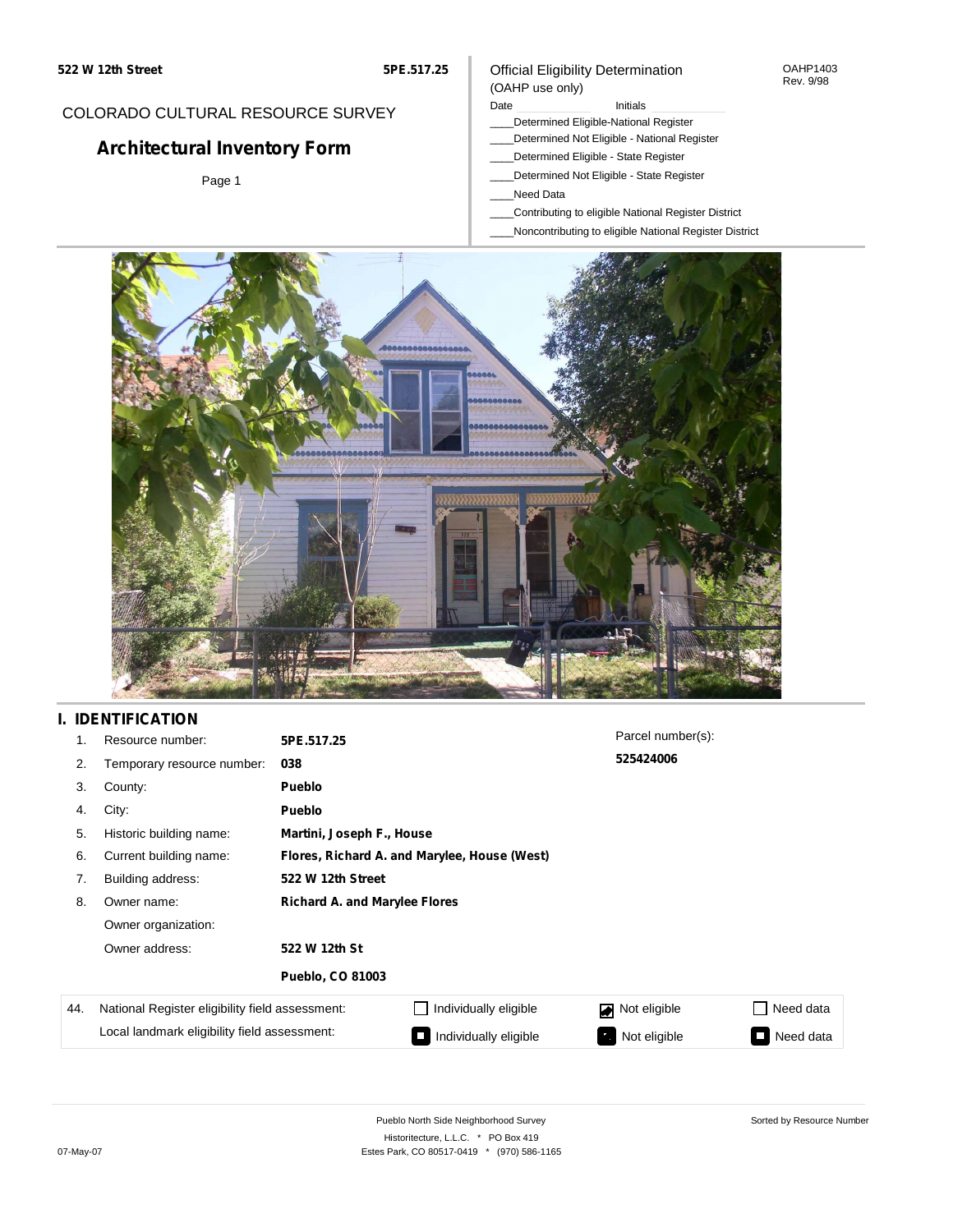522 W 12th Street — 5PE.517.25

COLORADO CULTURAL RESOURCE SURVEY

# Architectural Inventory Form

Official Eligibility Determination
(OAHP use only)

OAHP1403
Rev. 9/98

Date ________ Initials ________

____Determined Eligible-National Register
____Determined Not Eligible - National Register
____Determined Eligible - State Register
____Determined Not Eligible - State Register
____Need Data
____Contributing to eligible National Register District
____Noncontributing to eligible National Register District

## I. IDENTIFICATION

| | | |
|---|---|---|
| 1. | Resource number: | **5PE.517.25** |
| 2. | Temporary resource number: | **038** |
| 3. | County: | **Pueblo** |
| 4. | City: | **Pueblo** |
| 5. | Historic building name: | **Martini, Joseph F., House** |
| 6. | Current building name: | **Flores, Richard A. and Marylee, House (West)** |
| 7. | Building address: | **522 W 12th Street** |
| 8. | Owner name: | **Richard A. and Marylee Flores** |
| | Owner organization: | |
| | Owner address: | **522 W 12th St** |
| | | **Pueblo, CO 81003** |

Parcel number(s): **525424006**

| 44. | | | | |
|---|---|---|---|---|
| | National Register eligibility field assessment: | ☐ Individually eligible | ☑ Not eligible | ☐ Need data |
| | Local landmark eligibility field assessment: | ☐ Individually eligible | ☐ Not eligible | ☐ Need data |

Pueblo North Side Neighborhood Survey
Historitecture, L.L.C. * PO Box 419
Estes Park, CO 80517-0419 * (970) 586-1165

Sorted by Resource Number

07-May-07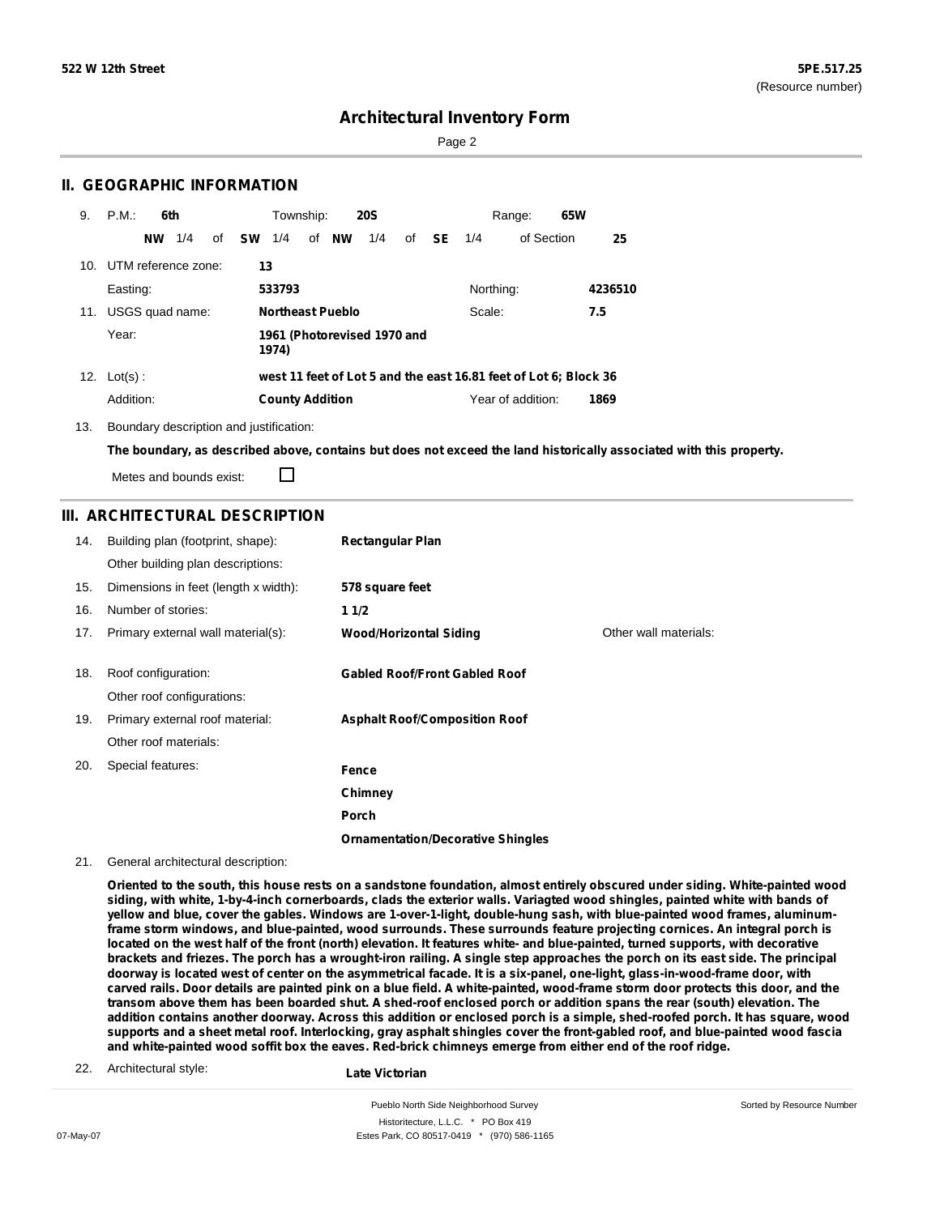## II. GEOGRAPHIC INFORMATION

9. P.M.: **6th** Township: **20S** Range: **65W**
   **NW** 1/4 of **SW** 1/4 of **NW** 1/4 of **SE** 1/4 of Section **25**

10. UTM reference zone: **13**
    Easting: **533793** Northing: **4236510**

11. USGS quad name: **Northeast Pueblo** Scale: **7.5**
    Year: **1961 (Photorevised 1970 and 1974)**

12. Lot(s) : **west 11 feet of Lot 5 and the east 16.81 feet of Lot 6; Block 36**
    Addition: **County Addition** Year of addition: **1869**

13. Boundary description and justification:
    **The boundary, as described above, contains but does not exceed the land historically associated with this property.**
    Metes and bounds exist: ☐

## III. ARCHITECTURAL DESCRIPTION

14. Building plan (footprint, shape): **Rectangular Plan**
    Other building plan descriptions:
15. Dimensions in feet (length x width): **578 square feet**
16. Number of stories: **1 1/2**
17. Primary external wall material(s): **Wood/Horizontal Siding** Other wall materials:
18. Roof configuration: **Gabled Roof/Front Gabled Roof**
    Other roof configurations:
19. Primary external roof material: **Asphalt Roof/Composition Roof**
    Other roof materials:
20. Special features: **Fence**
    **Chimney**
    **Porch**
    **Ornamentation/Decorative Shingles**

21. General architectural description:
    **Oriented to the south, this house rests on a sandstone foundation, almost entirely obscured under siding. White-painted wood siding, with white, 1-by-4-inch cornerboards, clads the exterior walls. Variagted wood shingles, painted white with bands of yellow and blue, cover the gables. Windows are 1-over-1-light, double-hung sash, with blue-painted wood frames, aluminum-frame storm windows, and blue-painted, wood surrounds. These surrounds feature projecting cornices. An integral porch is located on the west half of the front (north) elevation. It features white- and blue-painted, turned supports, with decorative brackets and friezes. The porch has a wrought-iron railing. A single step approaches the porch on its east side. The principal doorway is located west of center on the asymmetrical facade. It is a six-panel, one-light, glass-in-wood-frame door, with carved rails. Door details are painted pink on a blue field. A white-painted, wood-frame storm door protects this door, and the transom above them has been boarded shut. A shed-roof enclosed porch or addition spans the rear (south) elevation. The addition contains another doorway. Across this addition or enclosed porch is a simple, shed-roofed porch. It has square, wood supports and a sheet metal roof. Interlocking, gray asphalt shingles cover the front-gabled roof, and blue-painted wood fascia and white-painted wood soffit box the eaves. Red-brick chimneys emerge from either end of the roof ridge.**

22. Architectural style: **Late Victorian**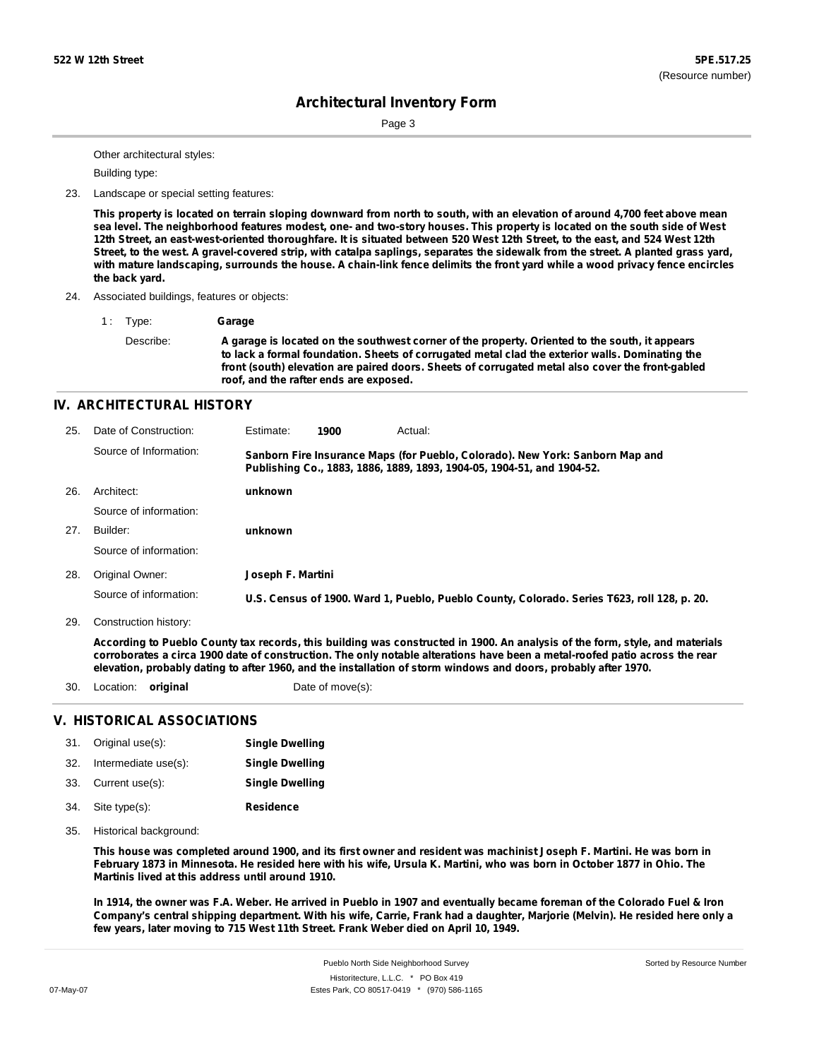Other architectural styles:

Building type:

23. Landscape or special setting features:

**This property is located on terrain sloping downward from north to south, with an elevation of around 4,700 feet above mean sea level. The neighborhood features modest, one- and two-story houses. This property is located on the south side of West 12th Street, an east-west-oriented thoroughfare. It is situated between 520 West 12th Street, to the east, and 524 West 12th Street, to the west. A gravel-covered strip, with catalpa saplings, separates the sidewalk from the street. A planted grass yard, with mature landscaping, surrounds the house. A chain-link fence delimits the front yard while a wood privacy fence encircles the back yard.**

24. Associated buildings, features or objects:

1 : Type: **Garage**

Describe: **A garage is located on the southwest corner of the property. Oriented to the south, it appears to lack a formal foundation. Sheets of corrugated metal clad the exterior walls. Dominating the front (south) elevation are paired doors. Sheets of corrugated metal also cover the front-gabled roof, and the rafter ends are exposed.**

## IV. ARCHITECTURAL HISTORY

25. Date of Construction: Estimate: **1900** Actual:

Source of Information: **Sanborn Fire Insurance Maps (for Pueblo, Colorado). New York: Sanborn Map and Publishing Co., 1883, 1886, 1889, 1893, 1904-05, 1904-51, and 1904-52.**

26. Architect: **unknown**

Source of information:

27. Builder: **unknown**

Source of information:

28. Original Owner: **Joseph F. Martini**

Source of information: **U.S. Census of 1900. Ward 1, Pueblo, Pueblo County, Colorado. Series T623, roll 128, p. 20.**

29. Construction history:

**According to Pueblo County tax records, this building was constructed in 1900. An analysis of the form, style, and materials corroborates a circa 1900 date of construction. The only notable alterations have been a metal-roofed patio across the rear elevation, probably dating to after 1960, and the installation of storm windows and doors, probably after 1970.**

30. Location: **original** Date of move(s):

## V. HISTORICAL ASSOCIATIONS

31. Original use(s): **Single Dwelling**
32. Intermediate use(s): **Single Dwelling**
33. Current use(s): **Single Dwelling**
34. Site type(s): **Residence**
35. Historical background:

**This house was completed around 1900, and its first owner and resident was machinist Joseph F. Martini. He was born in February 1873 in Minnesota. He resided here with his wife, Ursula K. Martini, who was born in October 1877 in Ohio. The Martinis lived at this address until around 1910.**

**In 1914, the owner was F.A. Weber. He arrived in Pueblo in 1907 and eventually became foreman of the Colorado Fuel & Iron Company's central shipping department. With his wife, Carrie, Frank had a daughter, Marjorie (Melvin). He resided here only a few years, later moving to 715 West 11th Street. Frank Weber died on April 10, 1949.**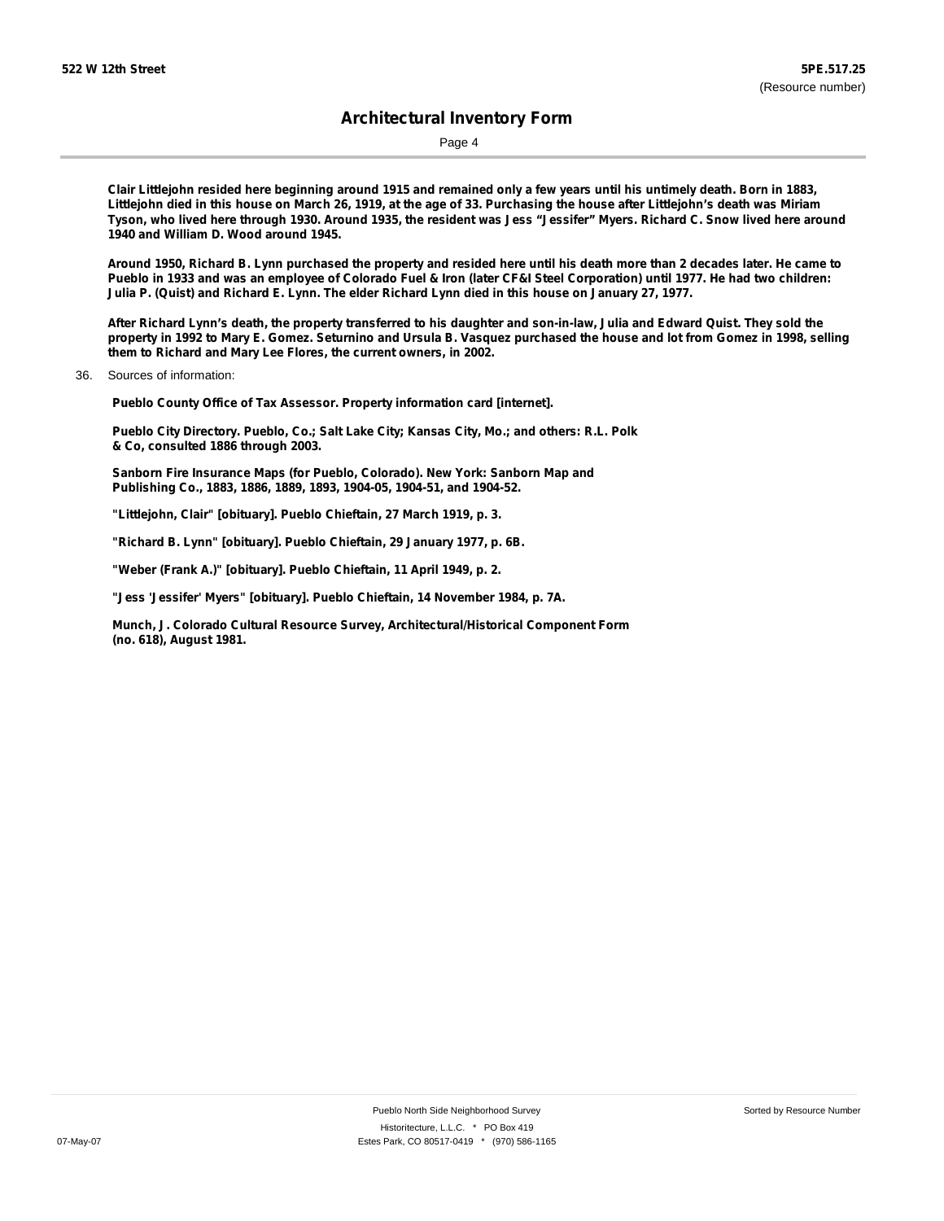**Clair Littlejohn resided here beginning around 1915 and remained only a few years until his untimely death. Born in 1883, Littlejohn died in this house on March 26, 1919, at the age of 33. Purchasing the house after Littlejohn's death was Miriam Tyson, who lived here through 1930. Around 1935, the resident was Jess "Jessifer" Myers. Richard C. Snow lived here around 1940 and William D. Wood around 1945.**

**Around 1950, Richard B. Lynn purchased the property and resided here until his death more than 2 decades later. He came to Pueblo in 1933 and was an employee of Colorado Fuel & Iron (later CF&I Steel Corporation) until 1977. He had two children: Julia P. (Quist) and Richard E. Lynn. The elder Richard Lynn died in this house on January 27, 1977.**

**After Richard Lynn's death, the property transferred to his daughter and son-in-law, Julia and Edward Quist. They sold the property in 1992 to Mary E. Gomez. Seturnino and Ursula B. Vasquez purchased the house and lot from Gomez in 1998, selling them to Richard and Mary Lee Flores, the current owners, in 2002.**

36. Sources of information:

**Pueblo County Office of Tax Assessor. Property information card [internet].**

**Pueblo City Directory. Pueblo, Co.; Salt Lake City; Kansas City, Mo.; and others: R.L. Polk & Co, consulted 1886 through 2003.**

**Sanborn Fire Insurance Maps (for Pueblo, Colorado). New York: Sanborn Map and Publishing Co., 1883, 1886, 1889, 1893, 1904-05, 1904-51, and 1904-52.**

**"Littlejohn, Clair" [obituary]. Pueblo Chieftain, 27 March 1919, p. 3.**

**"Richard B. Lynn" [obituary]. Pueblo Chieftain, 29 January 1977, p. 6B.**

**"Weber (Frank A.)" [obituary]. Pueblo Chieftain, 11 April 1949, p. 2.**

**"Jess 'Jessifer' Myers" [obituary]. Pueblo Chieftain, 14 November 1984, p. 7A.**

**Munch, J. Colorado Cultural Resource Survey, Architectural/Historical Component Form (no. 618), August 1981.**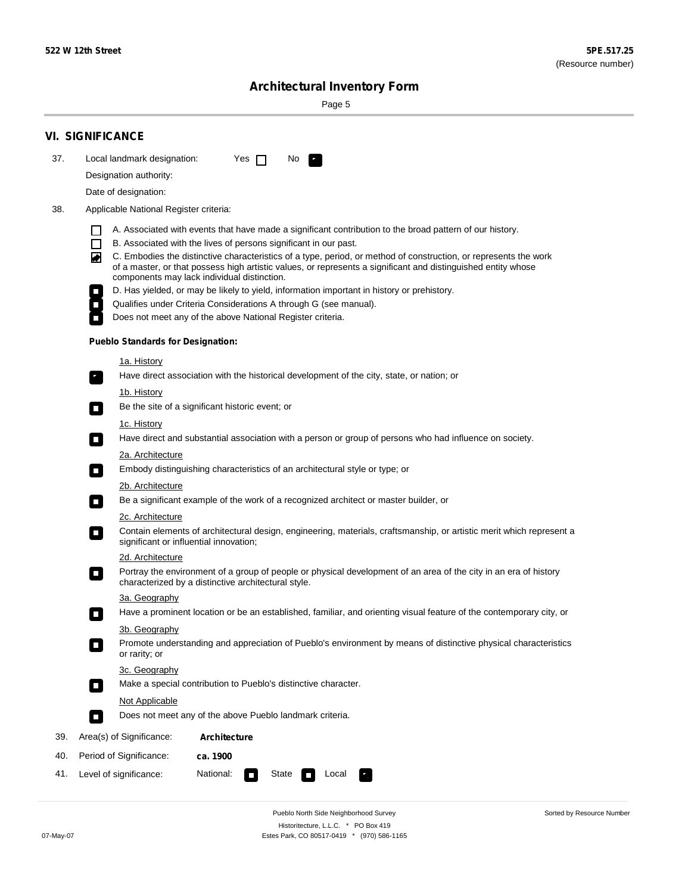## VI. SIGNIFICANCE

37. Local landmark designation: Yes ☐ No ☑

Designation authority:

Date of designation:

38. Applicable National Register criteria:

☐ A. Associated with events that have made a significant contribution to the broad pattern of our history.

☐ B. Associated with the lives of persons significant in our past.

☑ C. Embodies the distinctive characteristics of a type, period, or method of construction, or represents the work of a master, or that possess high artistic values, or represents a significant and distinguished entity whose components may lack individual distinction.

☐ D. Has yielded, or may be likely to yield, information important in history or prehistory.

☐ Qualifies under Criteria Considerations A through G (see manual).

☐ Does not meet any of the above National Register criteria.

**Pueblo Standards for Designation:**

1a. History

☑ Have direct association with the historical development of the city, state, or nation; or

1b. History

☐ Be the site of a significant historic event; or

1c. History

☐ Have direct and substantial association with a person or group of persons who had influence on society.

2a. Architecture

☐ Embody distinguishing characteristics of an architectural style or type; or

2b. Architecture

☐ Be a significant example of the work of a recognized architect or master builder, or

2c. Architecture

☐ Contain elements of architectural design, engineering, materials, craftsmanship, or artistic merit which represent a significant or influential innovation;

2d. Architecture

☐ Portray the environment of a group of people or physical development of an area of the city in an era of history characterized by a distinctive architectural style.

3a. Geography

☐ Have a prominent location or be an established, familiar, and orienting visual feature of the contemporary city, or

3b. Geography

☐ Promote understanding and appreciation of Pueblo's environment by means of distinctive physical characteristics or rarity; or

3c. Geography

☐ Make a special contribution to Pueblo's distinctive character.

Not Applicable

☐ Does not meet any of the above Pueblo landmark criteria.

39. Area(s) of Significance: **Architecture**

40. Period of Significance: **ca. 1900**

41. Level of significance: National: ☐ State ☐ Local ☑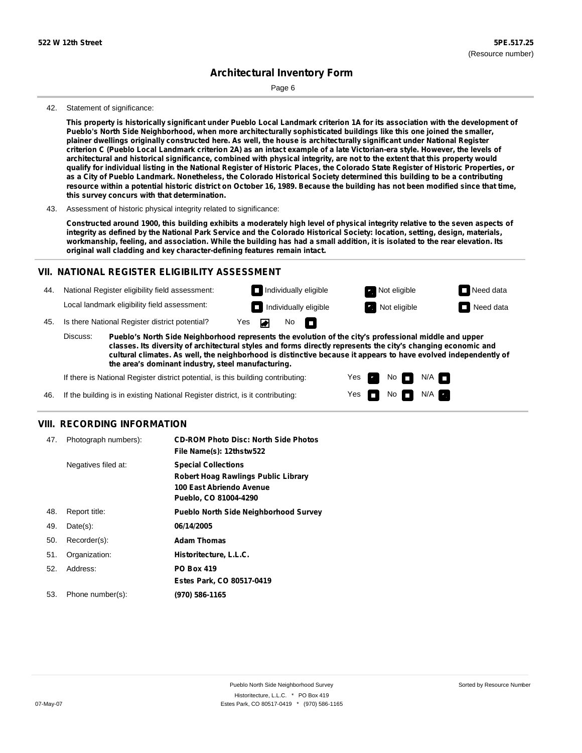**522 W 12th Street** **5PE.517.25**
(Resource number)

# Architectural Inventory Form

42. Statement of significance:

**This property is historically significant under Pueblo Local Landmark criterion 1A for its association with the development of Pueblo's North Side Neighborhood, when more architecturally sophisticated buildings like this one joined the smaller, plainer dwellings originally constructed here. As well, the house is architecturally significant under National Register criterion C (Pueblo Local Landmark criterion 2A) as an intact example of a late Victorian-era style. However, the levels of architectural and historical significance, combined with physical integrity, are not to the extent that this property would qualify for individual listing in the National Register of Historic Places, the Colorado State Register of Historic Properties, or as a City of Pueblo Landmark. Nonetheless, the Colorado Historical Society determined this building to be a contributing resource within a potential historic district on October 16, 1989. Because the building has not been modified since that time, this survey concurs with that determination.**

43. Assessment of historic physical integrity related to significance:

**Constructed around 1900, this building exhibits a moderately high level of physical integrity relative to the seven aspects of integrity as defined by the National Park Service and the Colorado Historical Society: location, setting, design, materials, workmanship, feeling, and association. While the building has had a small addition, it is isolated to the rear elevation. Its original wall cladding and key character-defining features remain intact.**

## VII. NATIONAL REGISTER ELIGIBILITY ASSESSMENT

44. National Register eligibility field assessment: ☐ Individually eligible ☒ Not eligible ☐ Need data

Local landmark eligibility field assessment: ☐ Individually eligible ☒ Not eligible ☐ Need data

45. Is there National Register district potential? Yes ☒ No ☐

Discuss: **Pueblo's North Side Neighborhood represents the evolution of the city's professional middle and upper classes. Its diversity of architectural styles and forms directly represents the city's changing economic and cultural climates. As well, the neighborhood is distinctive because it appears to have evolved independently of the area's dominant industry, steel manufacturing.**

If there is National Register district potential, is this building contributing: Yes ☒ No ☐ N/A ☐

46. If the building is in existing National Register district, is it contributing: Yes ☐ No ☐ N/A ☒

## VIII. RECORDING INFORMATION

| | | |
|---|---|---|
| 47. | Photograph numbers): | **CD-ROM Photo Disc: North Side Photos**<br>**File Name(s): 12thstw522** |
| | Negatives filed at: | **Special Collections**<br>**Robert Hoag Rawlings Public Library**<br>**100 East Abriendo Avenue**<br>**Pueblo, CO 81004-4290** |
| 48. | Report title: | **Pueblo North Side Neighborhood Survey** |
| 49. | Date(s): | **06/14/2005** |
| 50. | Recorder(s): | **Adam Thomas** |
| 51. | Organization: | **Historitecture, L.L.C.** |
| 52. | Address: | **PO Box 419**<br>**Estes Park, CO 80517-0419** |
| 53. | Phone number(s): | **(970) 586-1165** |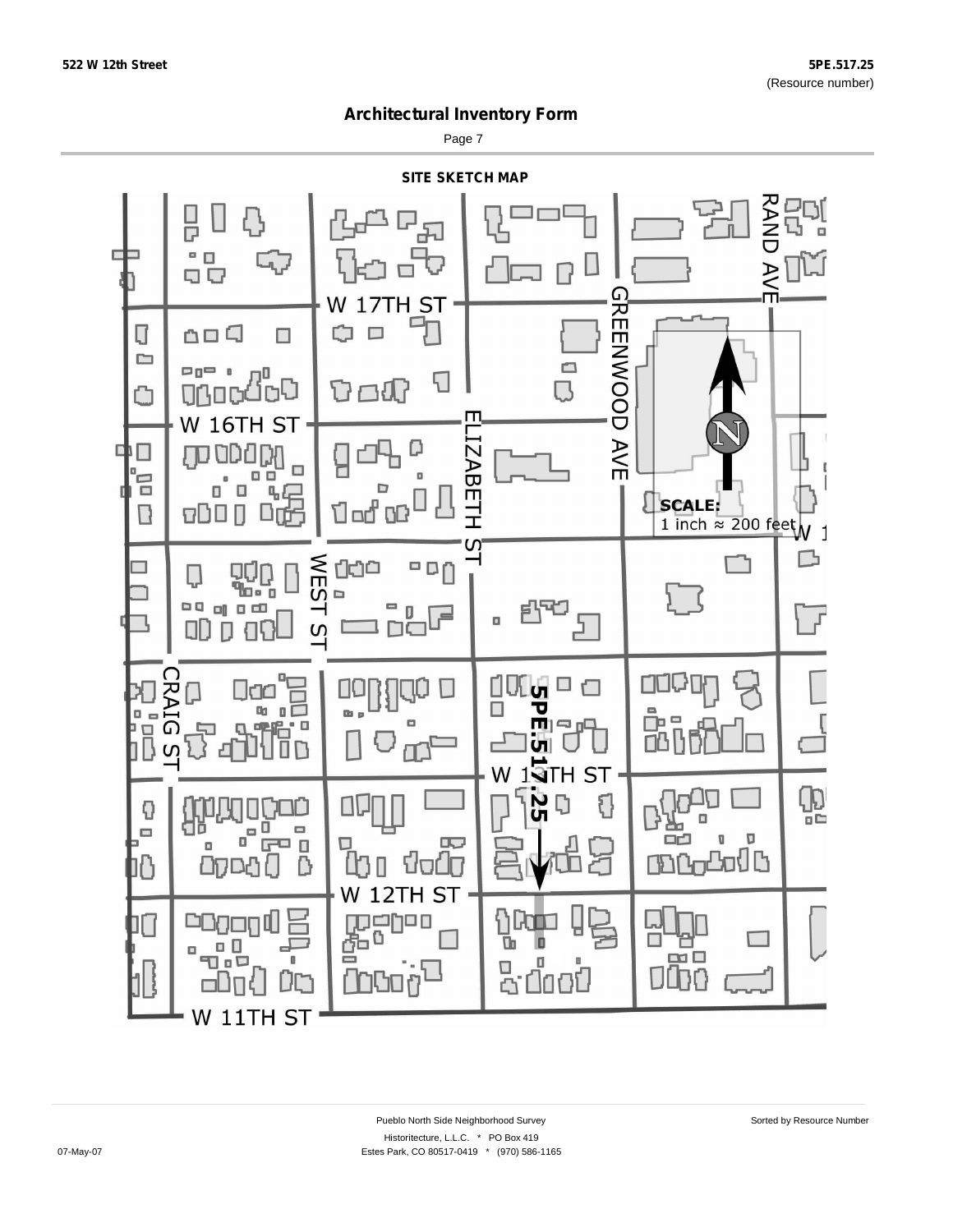522 W 12th Street

5PE.517.25
(Resource number)

# Architectural Inventory Form

## SITE SKETCH MAP

W 17TH ST

W 16TH ST

W 13TH ST

W 12TH ST

W 11TH ST

RAND AVE

GREENWOOD AVE

ELIZABETH ST

WEST ST

CRAIG ST

5PE.517.25

**SCALE:**
1 inch ≈ 200 feet

W 1

Pueblo North Side Neighborhood Survey

Historitecture, L.L.C. * PO Box 419

Estes Park, CO 80517-0419 * (970) 586-1165

Sorted by Resource Number

07-May-07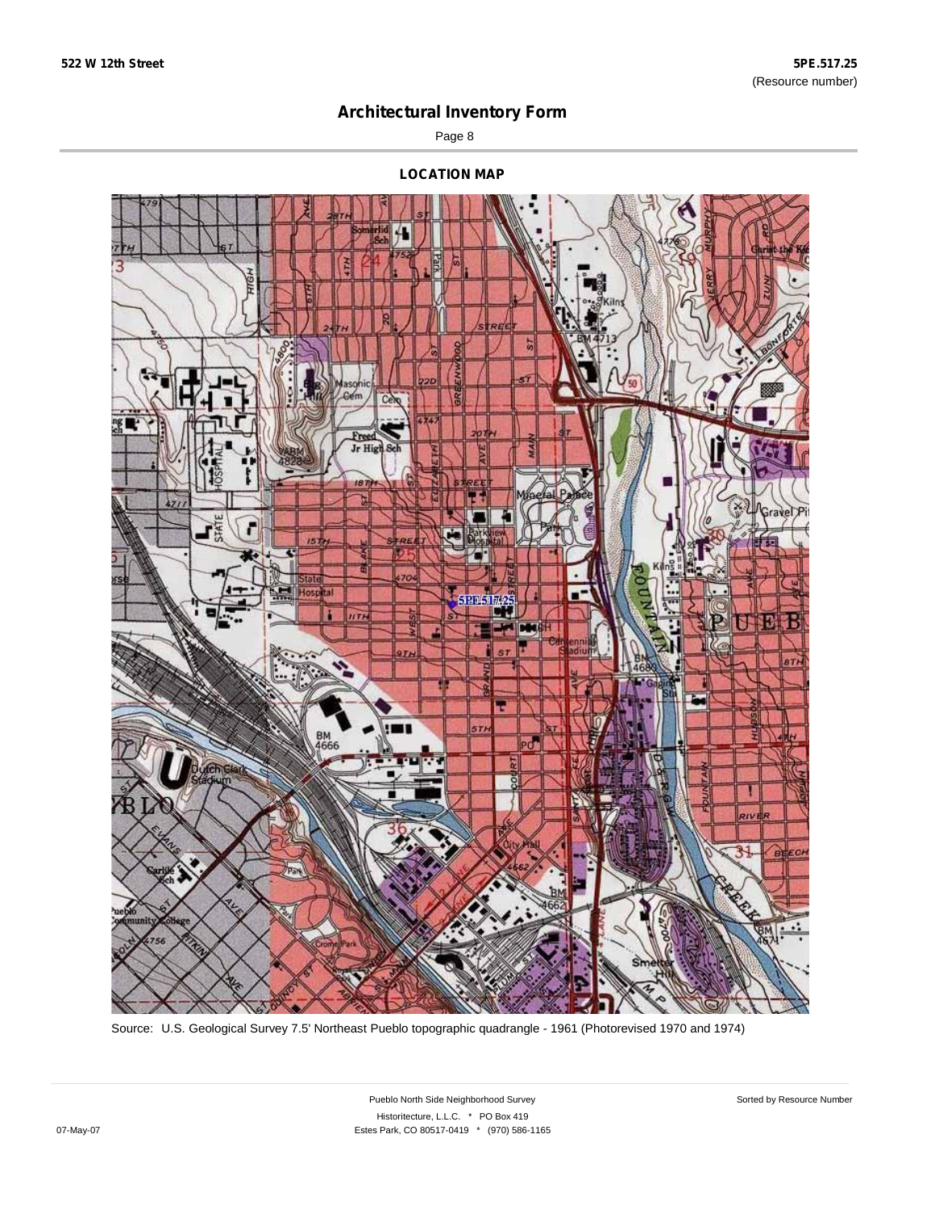# Architectural Inventory Form

## LOCATION MAP

Source: U.S. Geological Survey 7.5' Northeast Pueblo topographic quadrangle - 1961 (Photorevised 1970 and 1974)